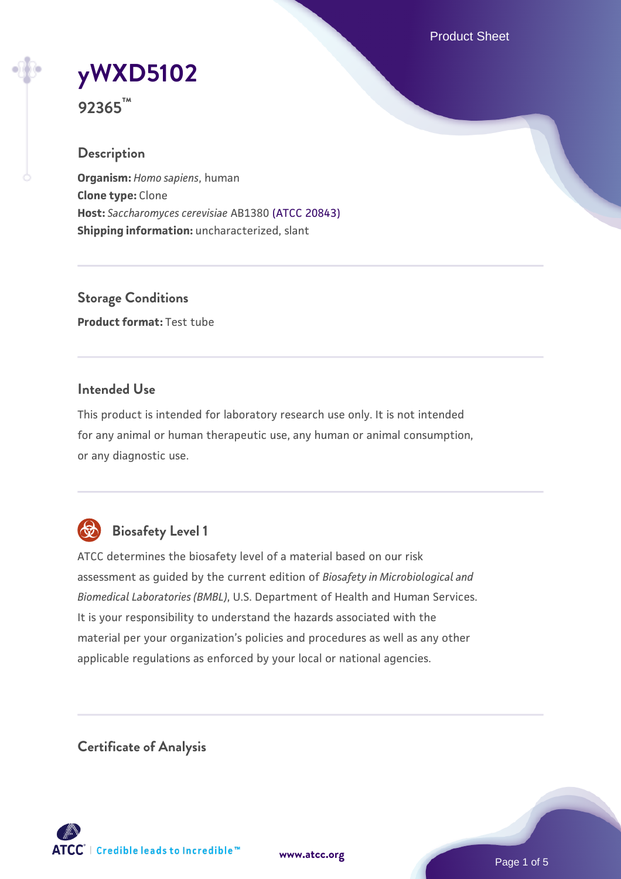# yWXD5102

**92365™**

## Description

**Organism:** *Homo sapiens*, human
**Clone type:** Clone
**Host:** *Saccharomyces cerevisiae* AB1380 (ATCC 20843)
**Shipping information:** uncharacterized, slant

## Storage Conditions

**Product format:** Test tube

## Intended Use

This product is intended for laboratory research use only. It is not intended for any animal or human therapeutic use, any human or animal consumption, or any diagnostic use.

## Biosafety Level 1

ATCC determines the biosafety level of a material based on our risk assessment as guided by the current edition of *Biosafety in Microbiological and Biomedical Laboratories (BMBL)*, U.S. Department of Health and Human Services. It is your responsibility to understand the hazards associated with the material per your organization's policies and procedures as well as any other applicable regulations as enforced by your local or national agencies.

## Certificate of Analysis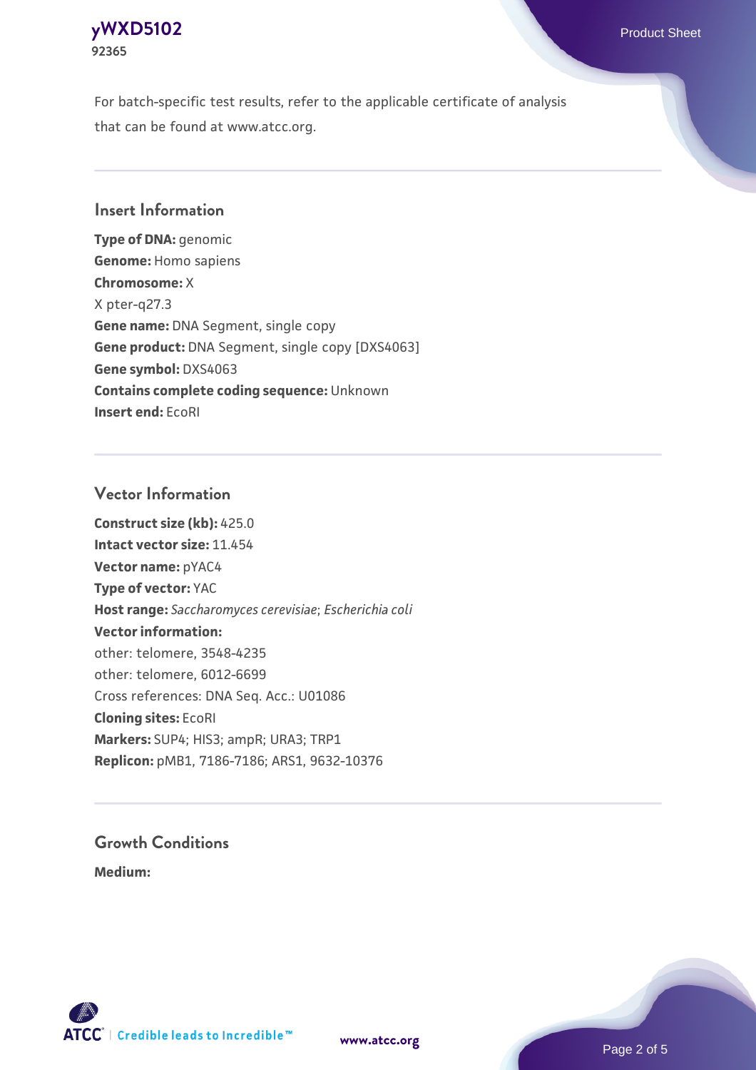For batch-specific test results, refer to the applicable certificate of analysis that can be found at www.atcc.org.

## Insert Information

**Type of DNA:** genomic
**Genome:** Homo sapiens
**Chromosome:** X
X pter-q27.3
**Gene name:** DNA Segment, single copy
**Gene product:** DNA Segment, single copy [DXS4063]
**Gene symbol:** DXS4063
**Contains complete coding sequence:** Unknown
**Insert end:** EcoRI

## Vector Information

**Construct size (kb):** 425.0
**Intact vector size:** 11.454
**Vector name:** pYAC4
**Type of vector:** YAC
**Host range:** *Saccharomyces cerevisiae*; *Escherichia coli*
**Vector information:**
other: telomere, 3548-4235
other: telomere, 6012-6699
Cross references: DNA Seq. Acc.: U01086
**Cloning sites:** EcoRI
**Markers:** SUP4; HIS3; ampR; URA3; TRP1
**Replicon:** pMB1, 7186-7186; ARS1, 9632-10376

## Growth Conditions

**Medium:**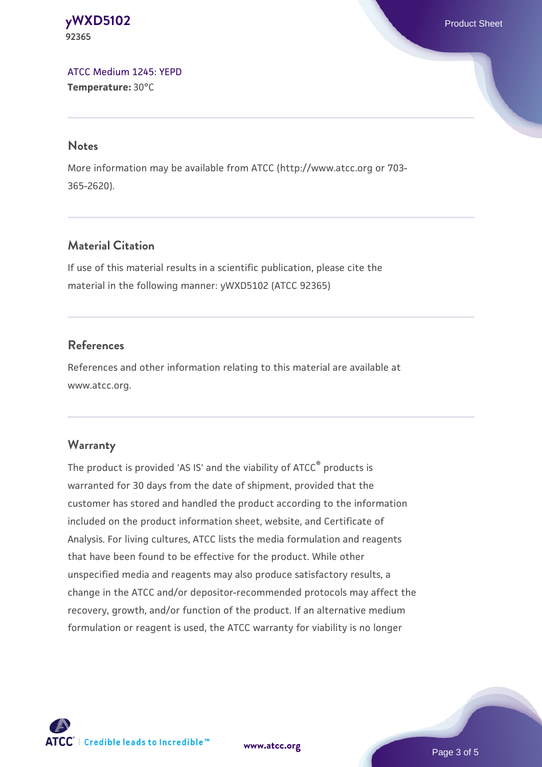ATCC Medium 1245: YEPD
**Temperature:** 30°C

## Notes

More information may be available from ATCC (http://www.atcc.org or 703-365-2620).

## Material Citation

If use of this material results in a scientific publication, please cite the material in the following manner: yWXD5102 (ATCC 92365)

## References

References and other information relating to this material are available at www.atcc.org.

## Warranty

The product is provided 'AS IS' and the viability of ATCC® products is warranted for 30 days from the date of shipment, provided that the customer has stored and handled the product according to the information included on the product information sheet, website, and Certificate of Analysis. For living cultures, ATCC lists the media formulation and reagents that have been found to be effective for the product. While other unspecified media and reagents may also produce satisfactory results, a change in the ATCC and/or depositor-recommended protocols may affect the recovery, growth, and/or function of the product. If an alternative medium formulation or reagent is used, the ATCC warranty for viability is no longer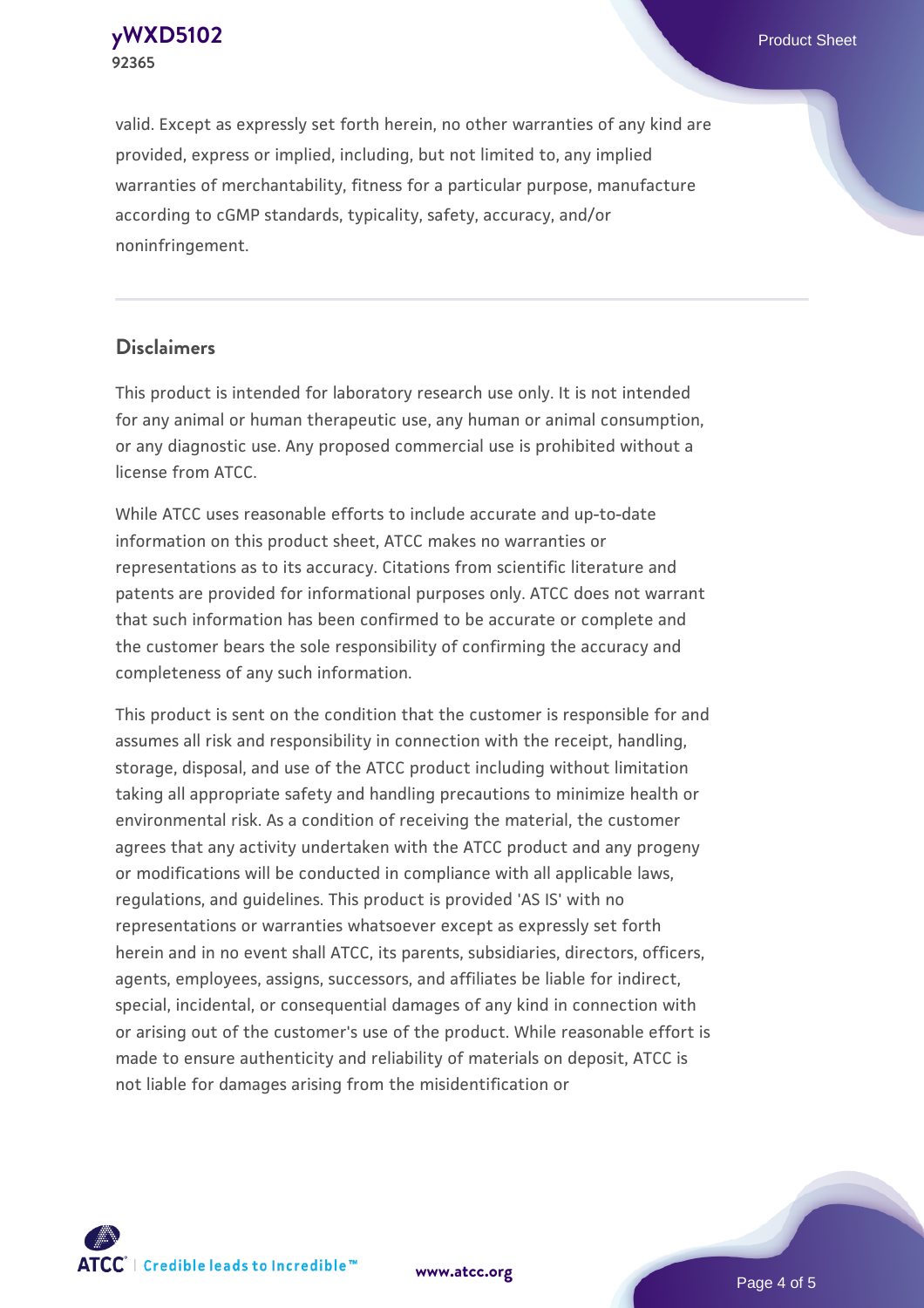valid. Except as expressly set forth herein, no other warranties of any kind are provided, express or implied, including, but not limited to, any implied warranties of merchantability, fitness for a particular purpose, manufacture according to cGMP standards, typicality, safety, accuracy, and/or noninfringement.

## Disclaimers

This product is intended for laboratory research use only. It is not intended for any animal or human therapeutic use, any human or animal consumption, or any diagnostic use. Any proposed commercial use is prohibited without a license from ATCC.

While ATCC uses reasonable efforts to include accurate and up-to-date information on this product sheet, ATCC makes no warranties or representations as to its accuracy. Citations from scientific literature and patents are provided for informational purposes only. ATCC does not warrant that such information has been confirmed to be accurate or complete and the customer bears the sole responsibility of confirming the accuracy and completeness of any such information.

This product is sent on the condition that the customer is responsible for and assumes all risk and responsibility in connection with the receipt, handling, storage, disposal, and use of the ATCC product including without limitation taking all appropriate safety and handling precautions to minimize health or environmental risk. As a condition of receiving the material, the customer agrees that any activity undertaken with the ATCC product and any progeny or modifications will be conducted in compliance with all applicable laws, regulations, and guidelines. This product is provided 'AS IS' with no representations or warranties whatsoever except as expressly set forth herein and in no event shall ATCC, its parents, subsidiaries, directors, officers, agents, employees, assigns, successors, and affiliates be liable for indirect, special, incidental, or consequential damages of any kind in connection with or arising out of the customer's use of the product. While reasonable effort is made to ensure authenticity and reliability of materials on deposit, ATCC is not liable for damages arising from the misidentification or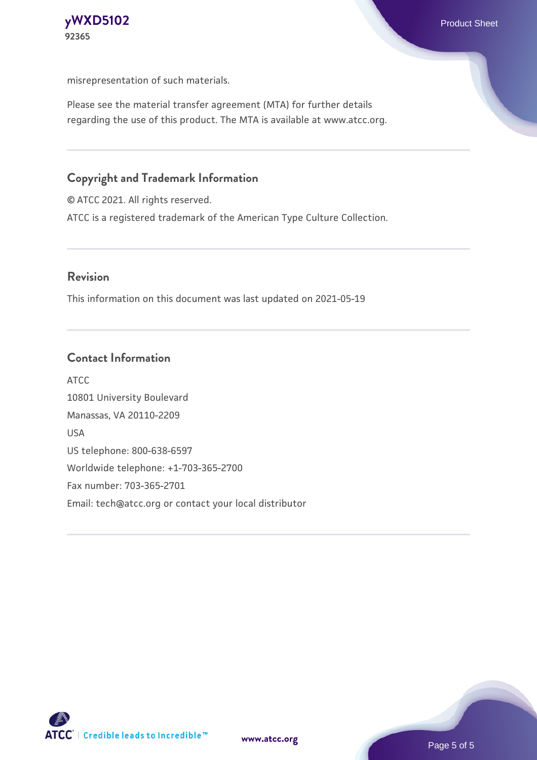misrepresentation of such materials.

Please see the material transfer agreement (MTA) for further details regarding the use of this product. The MTA is available at www.atcc.org.

## Copyright and Trademark Information

© ATCC 2021. All rights reserved.

ATCC is a registered trademark of the American Type Culture Collection.

## Revision

This information on this document was last updated on 2021-05-19

## Contact Information

ATCC

10801 University Boulevard

Manassas, VA 20110-2209

USA

US telephone: 800-638-6597

Worldwide telephone: +1-703-365-2700

Fax number: 703-365-2701

Email: tech@atcc.org or contact your local distributor